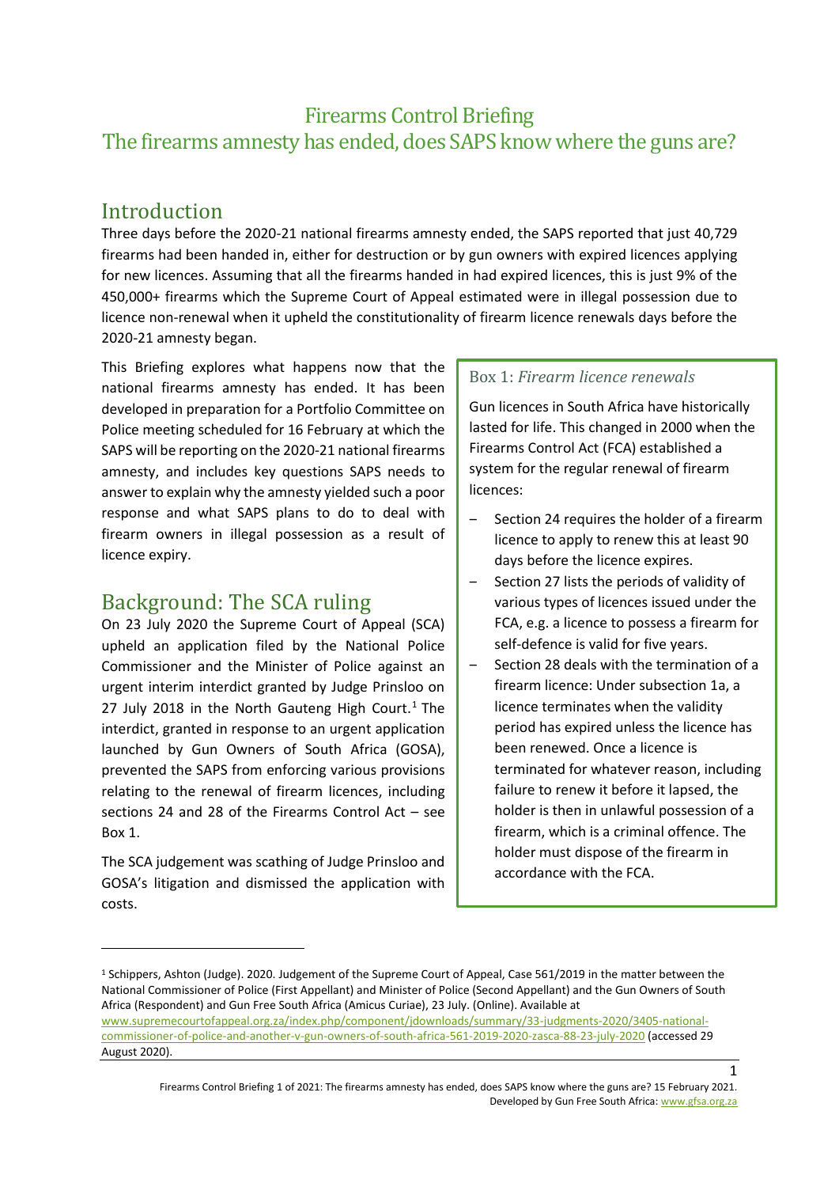# Firearms Control Briefing
# The firearms amnesty has ended, does SAPS know where the guns are?

## Introduction

Three days before the 2020-21 national firearms amnesty ended, the SAPS reported that just 40,729 firearms had been handed in, either for destruction or by gun owners with expired licences applying for new licences. Assuming that all the firearms handed in had expired licences, this is just 9% of the 450,000+ firearms which the Supreme Court of Appeal estimated were in illegal possession due to licence non-renewal when it upheld the constitutionality of firearm licence renewals days before the 2020-21 amnesty began.

This Briefing explores what happens now that the national firearms amnesty has ended. It has been developed in preparation for a Portfolio Committee on Police meeting scheduled for 16 February at which the SAPS will be reporting on the 2020-21 national firearms amnesty, and includes key questions SAPS needs to answer to explain why the amnesty yielded such a poor response and what SAPS plans to do to deal with firearm owners in illegal possession as a result of licence expiry.

## Background: The SCA ruling

On 23 July 2020 the Supreme Court of Appeal (SCA) upheld an application filed by the National Police Commissioner and the Minister of Police against an urgent interim interdict granted by Judge Prinsloo on 27 July 2018 in the North Gauteng High Court.[1] The interdict, granted in response to an urgent application launched by Gun Owners of South Africa (GOSA), prevented the SAPS from enforcing various provisions relating to the renewal of firearm licences, including sections 24 and 28 of the Firearms Control Act – see Box 1.

The SCA judgement was scathing of Judge Prinsloo and GOSA's litigation and dismissed the application with costs.

> ### Box 1: *Firearm licence renewals*
>
> Gun licences in South Africa have historically lasted for life. This changed in 2000 when the Firearms Control Act (FCA) established a system for the regular renewal of firearm licences:
>
> - Section 24 requires the holder of a firearm licence to apply to renew this at least 90 days before the licence expires.
> - Section 27 lists the periods of validity of various types of licences issued under the FCA, e.g. a licence to possess a firearm for self-defence is valid for five years.
> - Section 28 deals with the termination of a firearm licence: Under subsection 1a, a licence terminates when the validity period has expired unless the licence has been renewed. Once a licence is terminated for whatever reason, including failure to renew it before it lapsed, the holder is then in unlawful possession of a firearm, which is a criminal offence. The holder must dispose of the firearm in accordance with the FCA.

---

[1] Schippers, Ashton (Judge). 2020. Judgement of the Supreme Court of Appeal, Case 561/2019 in the matter between the National Commissioner of Police (First Appellant) and Minister of Police (Second Appellant) and the Gun Owners of South Africa (Respondent) and Gun Free South Africa (Amicus Curiae), 23 July. (Online). Available at www.supremecourtofappeal.org.za/index.php/component/jdownloads/summary/33-judgments-2020/3405-national-commissioner-of-police-and-another-v-gun-owners-of-south-africa-561-2019-2020-zasca-88-23-july-2020 (accessed 29 August 2020).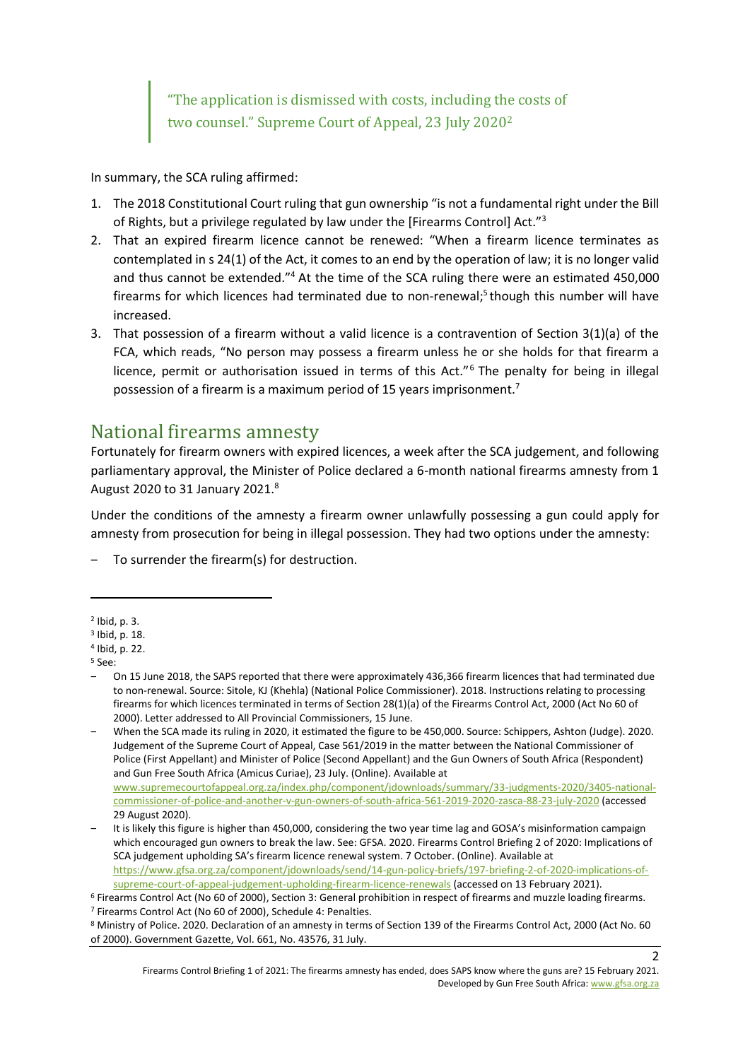> "The application is dismissed with costs, including the costs of two counsel." Supreme Court of Appeal, 23 July 2020[2]

In summary, the SCA ruling affirmed:

1. The 2018 Constitutional Court ruling that gun ownership "is not a fundamental right under the Bill of Rights, but a privilege regulated by law under the [Firearms Control] Act."[3]
2. That an expired firearm licence cannot be renewed: "When a firearm licence terminates as contemplated in s 24(1) of the Act, it comes to an end by the operation of law; it is no longer valid and thus cannot be extended."[4] At the time of the SCA ruling there were an estimated 450,000 firearms for which licences had terminated due to non-renewal;[5] though this number will have increased.
3. That possession of a firearm without a valid licence is a contravention of Section 3(1)(a) of the FCA, which reads, "No person may possess a firearm unless he or she holds for that firearm a licence, permit or authorisation issued in terms of this Act."[6] The penalty for being in illegal possession of a firearm is a maximum period of 15 years imprisonment.[7]

## National firearms amnesty

Fortunately for firearm owners with expired licences, a week after the SCA judgement, and following parliamentary approval, the Minister of Police declared a 6-month national firearms amnesty from 1 August 2020 to 31 January 2021.[8]

Under the conditions of the amnesty a firearm owner unlawfully possessing a gun could apply for amnesty from prosecution for being in illegal possession. They had two options under the amnesty:

- To surrender the firearm(s) for destruction.

---

[2] Ibid, p. 3.

[3] Ibid, p. 18.

[4] Ibid, p. 22.

[5] See:

- On 15 June 2018, the SAPS reported that there were approximately 436,366 firearm licences that had terminated due to non-renewal. Source: Sitole, KJ (Khehla) (National Police Commissioner). 2018. Instructions relating to processing firearms for which licences terminated in terms of Section 28(1)(a) of the Firearms Control Act, 2000 (Act No 60 of 2000). Letter addressed to All Provincial Commissioners, 15 June.
- When the SCA made its ruling in 2020, it estimated the figure to be 450,000. Source: Schippers, Ashton (Judge). 2020. Judgement of the Supreme Court of Appeal, Case 561/2019 in the matter between the National Commissioner of Police (First Appellant) and Minister of Police (Second Appellant) and the Gun Owners of South Africa (Respondent) and Gun Free South Africa (Amicus Curiae), 23 July. (Online). Available at www.supremecourtofappeal.org.za/index.php/component/jdownloads/summary/33-judgments-2020/3405-national-commissioner-of-police-and-another-v-gun-owners-of-south-africa-561-2019-2020-zasca-88-23-july-2020 (accessed 29 August 2020).
- It is likely this figure is higher than 450,000, considering the two year time lag and GOSA's misinformation campaign which encouraged gun owners to break the law. See: GFSA. 2020. Firearms Control Briefing 2 of 2020: Implications of SCA judgement upholding SA's firearm licence renewal system. 7 October. (Online). Available at https://www.gfsa.org.za/component/jdownloads/send/14-gun-policy-briefs/197-briefing-2-of-2020-implications-of-supreme-court-of-appeal-judgement-upholding-firearm-licence-renewals (accessed on 13 February 2021).

[6] Firearms Control Act (No 60 of 2000), Section 3: General prohibition in respect of firearms and muzzle loading firearms.

[7] Firearms Control Act (No 60 of 2000), Schedule 4: Penalties.

[8] Ministry of Police. 2020. Declaration of an amnesty in terms of Section 139 of the Firearms Control Act, 2000 (Act No. 60 of 2000). Government Gazette, Vol. 661, No. 43576, 31 July.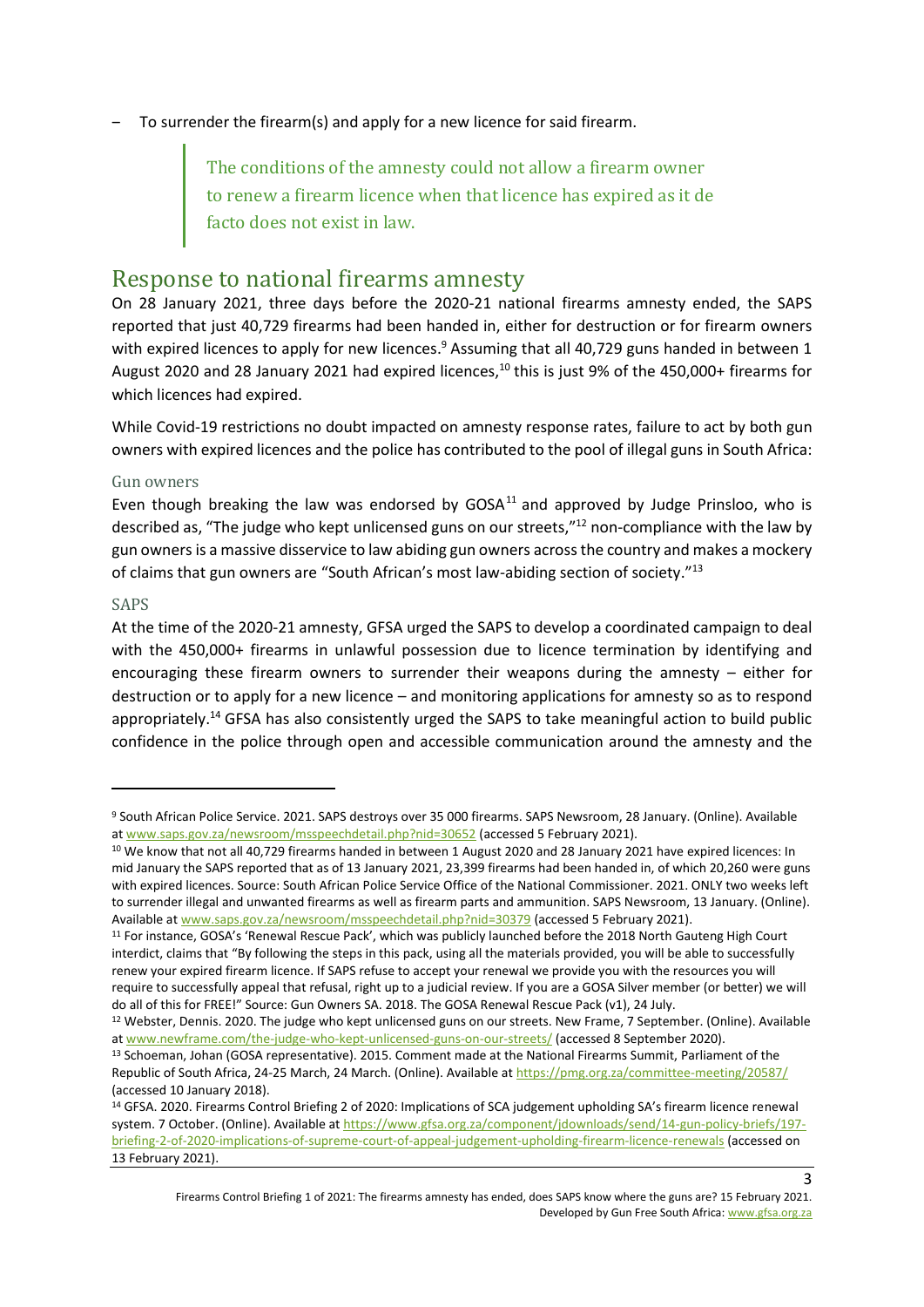– To surrender the firearm(s) and apply for a new licence for said firearm.

> The conditions of the amnesty could not allow a firearm owner to renew a firearm licence when that licence has expired as it de facto does not exist in law.

## Response to national firearms amnesty

On 28 January 2021, three days before the 2020-21 national firearms amnesty ended, the SAPS reported that just 40,729 firearms had been handed in, either for destruction or for firearm owners with expired licences to apply for new licences.[9] Assuming that all 40,729 guns handed in between 1 August 2020 and 28 January 2021 had expired licences,[10] this is just 9% of the 450,000+ firearms for which licences had expired.

While Covid-19 restrictions no doubt impacted on amnesty response rates, failure to act by both gun owners with expired licences and the police has contributed to the pool of illegal guns in South Africa:

### Gun owners

Even though breaking the law was endorsed by GOSA[11] and approved by Judge Prinsloo, who is described as, "The judge who kept unlicensed guns on our streets,"[12] non-compliance with the law by gun owners is a massive disservice to law abiding gun owners across the country and makes a mockery of claims that gun owners are "South African's most law-abiding section of society."[13]

### SAPS

At the time of the 2020-21 amnesty, GFSA urged the SAPS to develop a coordinated campaign to deal with the 450,000+ firearms in unlawful possession due to licence termination by identifying and encouraging these firearm owners to surrender their weapons during the amnesty – either for destruction or to apply for a new licence – and monitoring applications for amnesty so as to respond appropriately.[14] GFSA has also consistently urged the SAPS to take meaningful action to build public confidence in the police through open and accessible communication around the amnesty and the

---

[9] South African Police Service. 2021. SAPS destroys over 35 000 firearms. SAPS Newsroom, 28 January. (Online). Available at www.saps.gov.za/newsroom/msspeechdetail.php?nid=30652 (accessed 5 February 2021).

[10] We know that not all 40,729 firearms handed in between 1 August 2020 and 28 January 2021 have expired licences: In mid January the SAPS reported that as of 13 January 2021, 23,399 firearms had been handed in, of which 20,260 were guns with expired licences. Source: South African Police Service Office of the National Commissioner. 2021. ONLY two weeks left to surrender illegal and unwanted firearms as well as firearm parts and ammunition. SAPS Newsroom, 13 January. (Online). Available at www.saps.gov.za/newsroom/msspeechdetail.php?nid=30379 (accessed 5 February 2021).

[11] For instance, GOSA's 'Renewal Rescue Pack', which was publicly launched before the 2018 North Gauteng High Court interdict, claims that "By following the steps in this pack, using all the materials provided, you will be able to successfully renew your expired firearm licence. If SAPS refuse to accept your renewal we provide you with the resources you will require to successfully appeal that refusal, right up to a judicial review. If you are a GOSA Silver member (or better) we will do all of this for FREE!" Source: Gun Owners SA. 2018. The GOSA Renewal Rescue Pack (v1), 24 July.

[12] Webster, Dennis. 2020. The judge who kept unlicensed guns on our streets. New Frame, 7 September. (Online). Available at www.newframe.com/the-judge-who-kept-unlicensed-guns-on-our-streets/ (accessed 8 September 2020).

[13] Schoeman, Johan (GOSA representative). 2015. Comment made at the National Firearms Summit, Parliament of the Republic of South Africa, 24-25 March, 24 March. (Online). Available at https://pmg.org.za/committee-meeting/20587/ (accessed 10 January 2018).

[14] GFSA. 2020. Firearms Control Briefing 2 of 2020: Implications of SCA judgement upholding SA's firearm licence renewal system. 7 October. (Online). Available at https://www.gfsa.org.za/component/jdownloads/send/14-gun-policy-briefs/197-briefing-2-of-2020-implications-of-supreme-court-of-appeal-judgement-upholding-firearm-licence-renewals (accessed on 13 February 2021).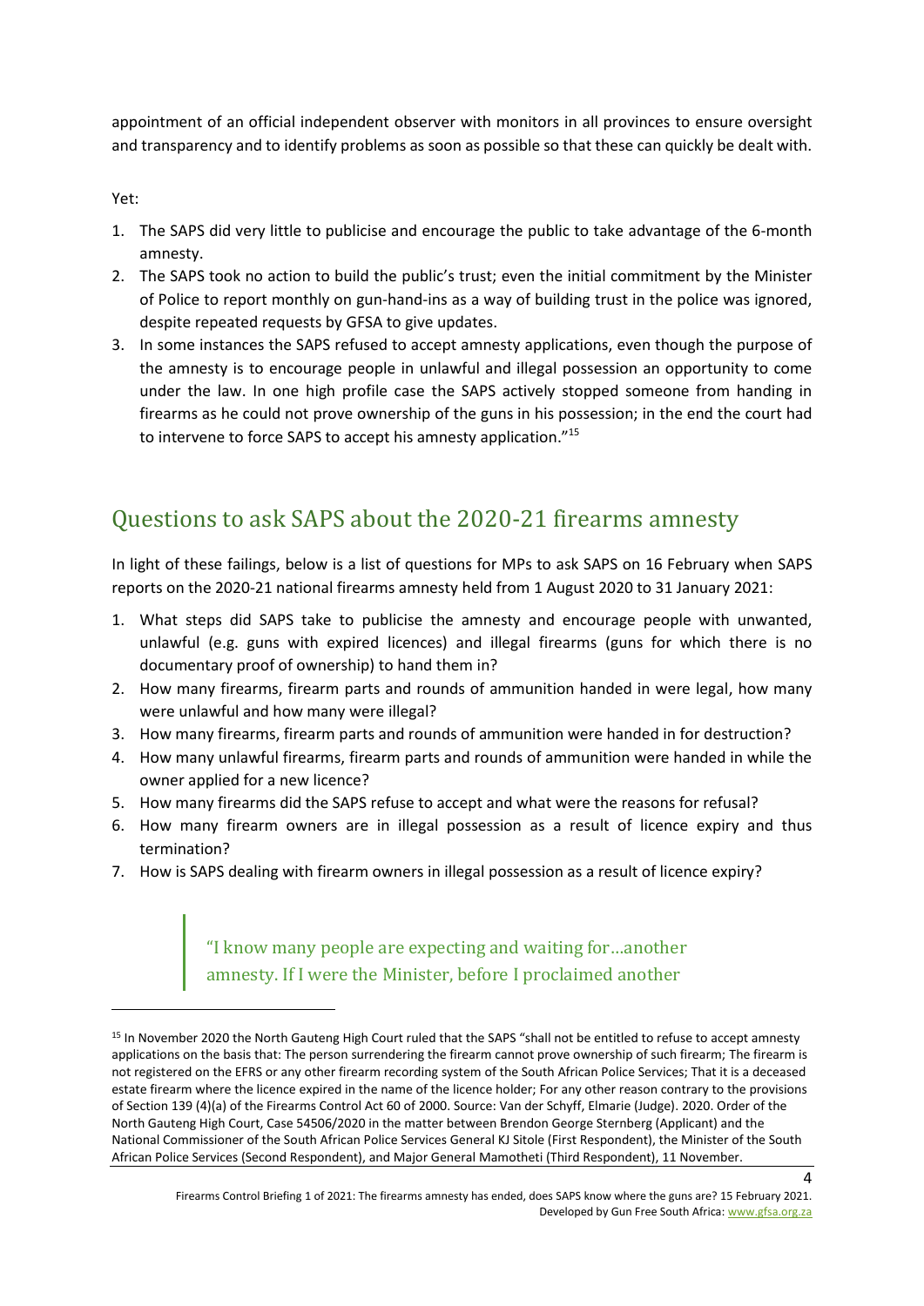appointment of an official independent observer with monitors in all provinces to ensure oversight and transparency and to identify problems as soon as possible so that these can quickly be dealt with.

Yet:

1. The SAPS did very little to publicise and encourage the public to take advantage of the 6-month amnesty.
2. The SAPS took no action to build the public's trust; even the initial commitment by the Minister of Police to report monthly on gun-hand-ins as a way of building trust in the police was ignored, despite repeated requests by GFSA to give updates.
3. In some instances the SAPS refused to accept amnesty applications, even though the purpose of the amnesty is to encourage people in unlawful and illegal possession an opportunity to come under the law. In one high profile case the SAPS actively stopped someone from handing in firearms as he could not prove ownership of the guns in his possession; in the end the court had to intervene to force SAPS to accept his amnesty application."[15]

## Questions to ask SAPS about the 2020-21 firearms amnesty

In light of these failings, below is a list of questions for MPs to ask SAPS on 16 February when SAPS reports on the 2020-21 national firearms amnesty held from 1 August 2020 to 31 January 2021:

1. What steps did SAPS take to publicise the amnesty and encourage people with unwanted, unlawful (e.g. guns with expired licences) and illegal firearms (guns for which there is no documentary proof of ownership) to hand them in?
2. How many firearms, firearm parts and rounds of ammunition handed in were legal, how many were unlawful and how many were illegal?
3. How many firearms, firearm parts and rounds of ammunition were handed in for destruction?
4. How many unlawful firearms, firearm parts and rounds of ammunition were handed in while the owner applied for a new licence?
5. How many firearms did the SAPS refuse to accept and what were the reasons for refusal?
6. How many firearm owners are in illegal possession as a result of licence expiry and thus termination?
7. How is SAPS dealing with firearm owners in illegal possession as a result of licence expiry?

> "I know many people are expecting and waiting for…another amnesty. If I were the Minister, before I proclaimed another

---

[15] In November 2020 the North Gauteng High Court ruled that the SAPS "shall not be entitled to refuse to accept amnesty applications on the basis that: The person surrendering the firearm cannot prove ownership of such firearm; The firearm is not registered on the EFRS or any other firearm recording system of the South African Police Services; That it is a deceased estate firearm where the licence expired in the name of the licence holder; For any other reason contrary to the provisions of Section 139 (4)(a) of the Firearms Control Act 60 of 2000. Source: Van der Schyff, Elmarie (Judge). 2020. Order of the North Gauteng High Court, Case 54506/2020 in the matter between Brendon George Sternberg (Applicant) and the National Commissioner of the South African Police Services General KJ Sitole (First Respondent), the Minister of the South African Police Services (Second Respondent), and Major General Mamotheti (Third Respondent), 11 November.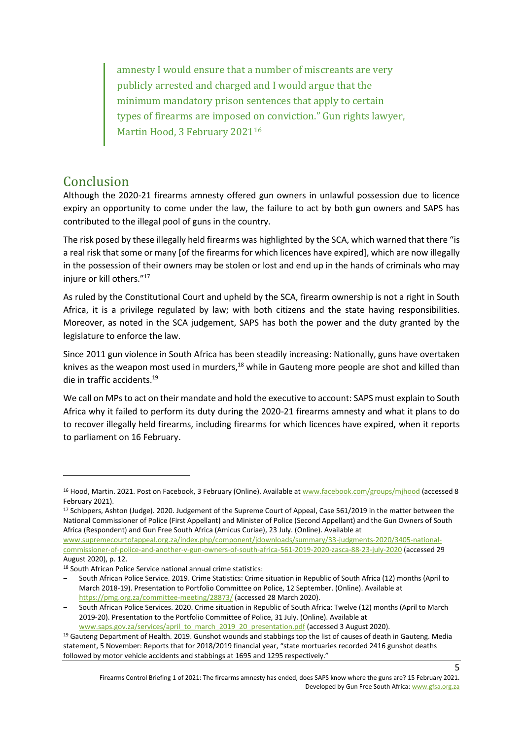> amnesty I would ensure that a number of miscreants are very publicly arrested and charged and I would argue that the minimum mandatory prison sentences that apply to certain types of firearms are imposed on conviction." Gun rights lawyer, Martin Hood, 3 February 2021[16]

## Conclusion

Although the 2020-21 firearms amnesty offered gun owners in unlawful possession due to licence expiry an opportunity to come under the law, the failure to act by both gun owners and SAPS has contributed to the illegal pool of guns in the country.

The risk posed by these illegally held firearms was highlighted by the SCA, which warned that there "is a real risk that some or many [of the firearms for which licences have expired], which are now illegally in the possession of their owners may be stolen or lost and end up in the hands of criminals who may injure or kill others."[17]

As ruled by the Constitutional Court and upheld by the SCA, firearm ownership is not a right in South Africa, it is a privilege regulated by law; with both citizens and the state having responsibilities. Moreover, as noted in the SCA judgement, SAPS has both the power and the duty granted by the legislature to enforce the law.

Since 2011 gun violence in South Africa has been steadily increasing: Nationally, guns have overtaken knives as the weapon most used in murders,[18] while in Gauteng more people are shot and killed than die in traffic accidents.[19]

We call on MPs to act on their mandate and hold the executive to account: SAPS must explain to South Africa why it failed to perform its duty during the 2020-21 firearms amnesty and what it plans to do to recover illegally held firearms, including firearms for which licences have expired, when it reports to parliament on 16 February.

---

[16] Hood, Martin. 2021. Post on Facebook, 3 February (Online). Available at www.facebook.com/groups/mjhood (accessed 8 February 2021).

[17] Schippers, Ashton (Judge). 2020. Judgement of the Supreme Court of Appeal, Case 561/2019 in the matter between the National Commissioner of Police (First Appellant) and Minister of Police (Second Appellant) and the Gun Owners of South Africa (Respondent) and Gun Free South Africa (Amicus Curiae), 23 July. (Online). Available at www.supremecourtofappeal.org.za/index.php/component/jdownloads/summary/33-judgments-2020/3405-national-commissioner-of-police-and-another-v-gun-owners-of-south-africa-561-2019-2020-zasca-88-23-july-2020 (accessed 29 August 2020), p. 12.

[18] South African Police Service national annual crime statistics:

- South African Police Service. 2019. Crime Statistics: Crime situation in Republic of South Africa (12) months (April to March 2018-19). Presentation to Portfolio Committee on Police, 12 September. (Online). Available at https://pmg.org.za/committee-meeting/28873/ (accessed 28 March 2020).
- South African Police Services. 2020. Crime situation in Republic of South Africa: Twelve (12) months (April to March 2019-20). Presentation to the Portfolio Committee of Police, 31 July. (Online). Available at www.saps.gov.za/services/april_to_march_2019_20_presentation.pdf (accessed 3 August 2020).

[19] Gauteng Department of Health. 2019. Gunshot wounds and stabbings top the list of causes of death in Gauteng. Media statement, 5 November: Reports that for 2018/2019 financial year, "state mortuaries recorded 2416 gunshot deaths followed by motor vehicle accidents and stabbings at 1695 and 1295 respectively."